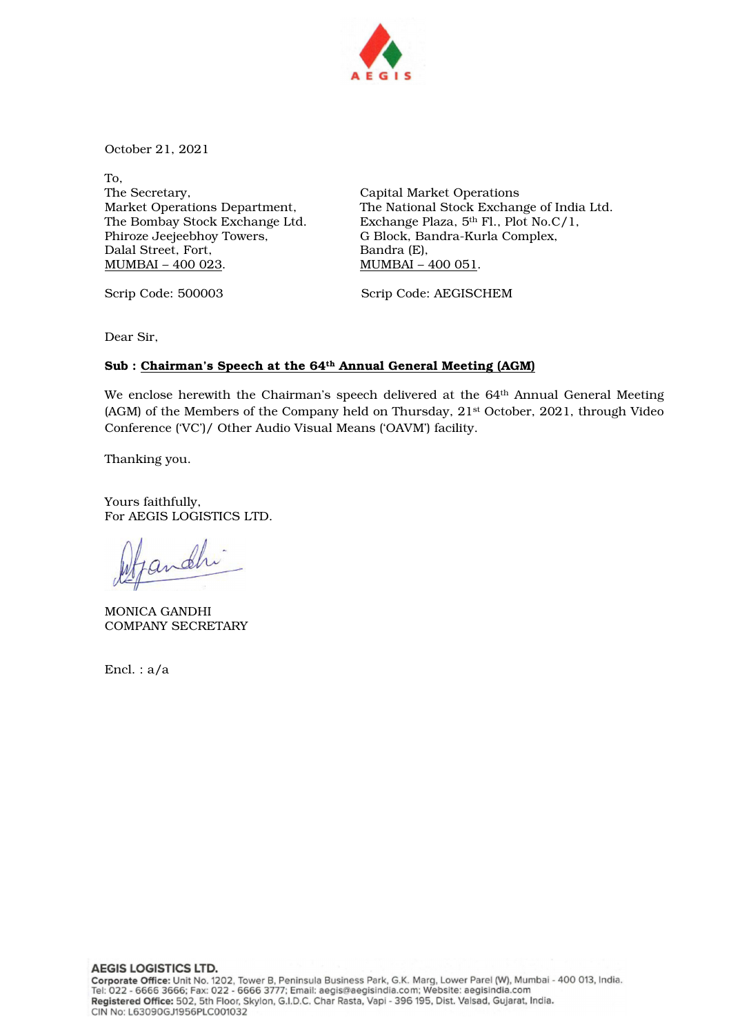AEGIS

October 21, 2021

To,

The Secretary,
Market Operations Department,
The Bombay Stock Exchange Ltd.
Phiroze Jeejeebhoy Towers,
Dalal Street, Fort,
MUMBAI – 400 023.

Scrip Code: 500003

Capital Market Operations
The National Stock Exchange of India Ltd.
Exchange Plaza, 5th Fl., Plot No.C/1,
G Block, Bandra-Kurla Complex,
Bandra (E),
MUMBAI – 400 051.

Scrip Code: AEGISCHEM

Dear Sir,

**Sub : Chairman's Speech at the 64th Annual General Meeting (AGM)**

We enclose herewith the Chairman's speech delivered at the 64th Annual General Meeting (AGM) of the Members of the Company held on Thursday, 21st October, 2021, through Video Conference ('VC')/ Other Audio Visual Means ('OAVM') facility.

Thanking you.

Yours faithfully,
For AEGIS LOGISTICS LTD.

MONICA GANDHI
COMPANY SECRETARY

Encl. : a/a

**AEGIS LOGISTICS LTD.**
**Corporate Office:** Unit No. 1202, Tower B, Peninsula Business Park, G.K. Marg, Lower Parel (W), Mumbai - 400 013, India.
Tel: 022 - 6666 3666; Fax: 022 - 6666 3777; Email: aegis@aegisindia.com; Website: aegisindia.com
**Registered Office:** 502, 5th Floor, Skylon, G.I.D.C. Char Rasta, Vapi - 396 195, Dist. Valsad, Gujarat, India.
CIN No: L63090GJ1956PLC001032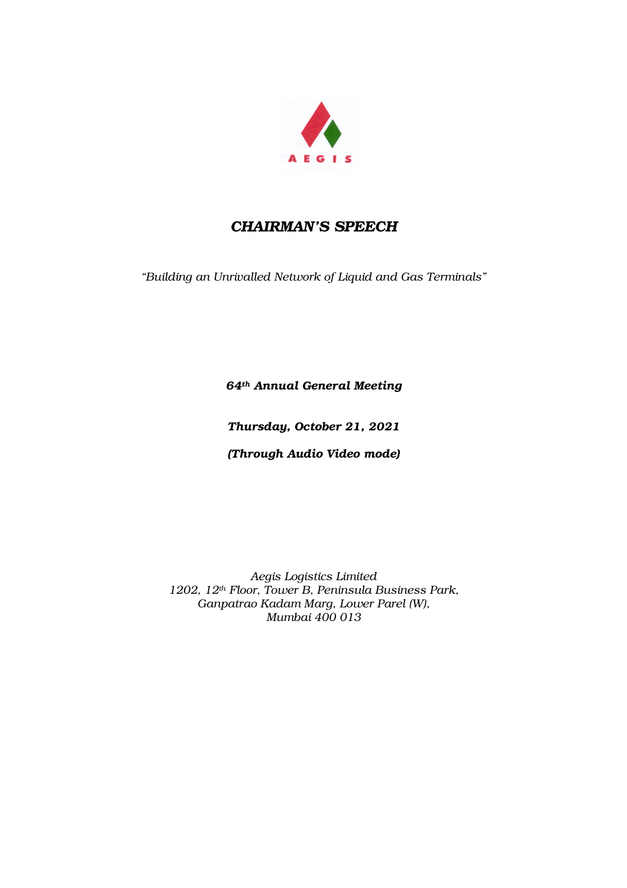# *CHAIRMAN'S SPEECH*

*"Building an Unrivalled Network of Liquid and Gas Terminals"*

***64th Annual General Meeting***

***Thursday, October 21, 2021***

***(Through Audio Video mode)***

*Aegis Logistics Limited*
*1202, 12th Floor, Tower B, Peninsula Business Park,*
*Ganpatrao Kadam Marg, Lower Parel (W),*
*Mumbai 400 013*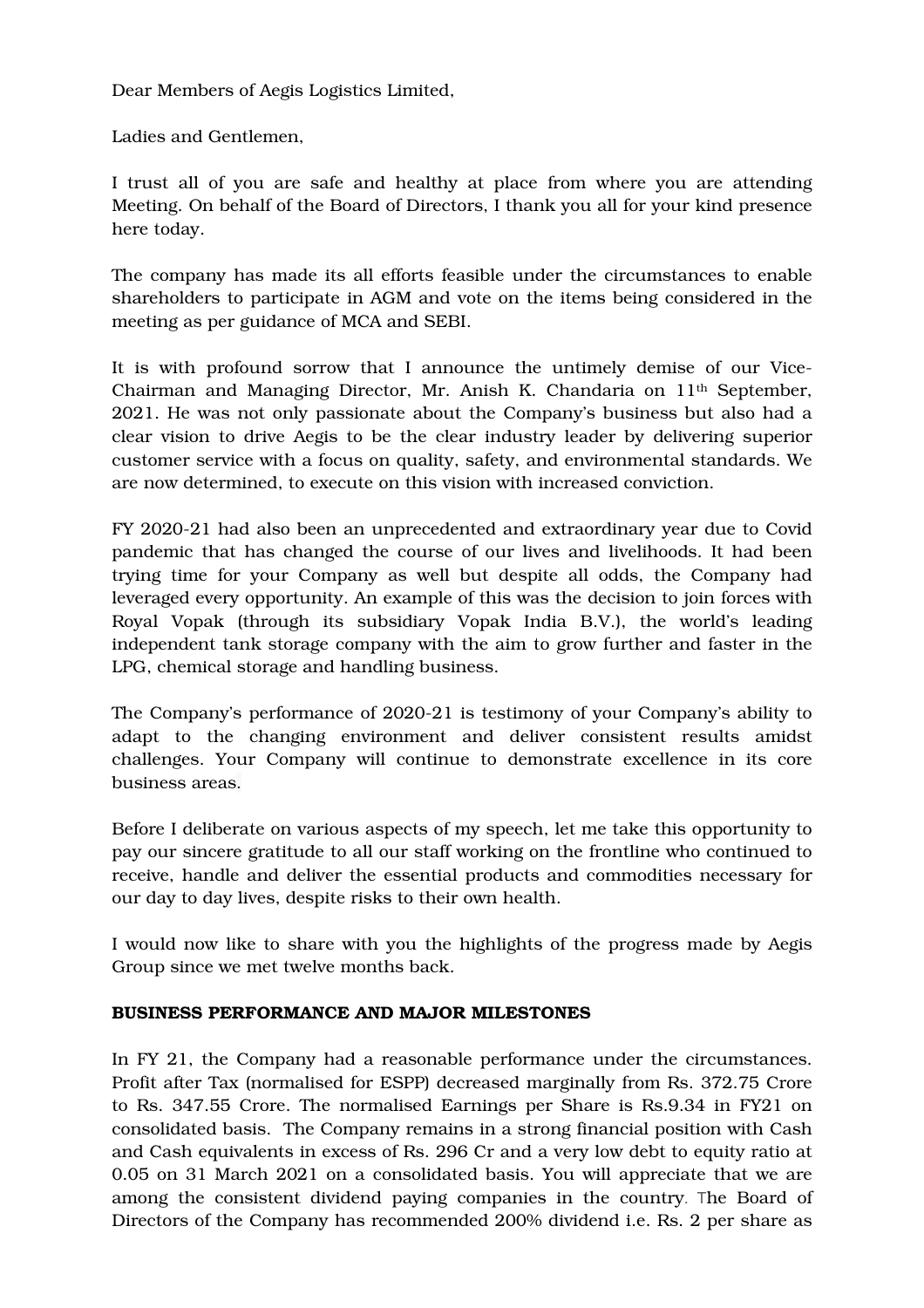Dear Members of Aegis Logistics Limited,

Ladies and Gentlemen,

I trust all of you are safe and healthy at place from where you are attending Meeting. On behalf of the Board of Directors, I thank you all for your kind presence here today.

The company has made its all efforts feasible under the circumstances to enable shareholders to participate in AGM and vote on the items being considered in the meeting as per guidance of MCA and SEBI.

It is with profound sorrow that I announce the untimely demise of our Vice-Chairman and Managing Director, Mr. Anish K. Chandaria on 11th September, 2021. He was not only passionate about the Company's business but also had a clear vision to drive Aegis to be the clear industry leader by delivering superior customer service with a focus on quality, safety, and environmental standards. We are now determined, to execute on this vision with increased conviction.

FY 2020-21 had also been an unprecedented and extraordinary year due to Covid pandemic that has changed the course of our lives and livelihoods. It had been trying time for your Company as well but despite all odds, the Company had leveraged every opportunity. An example of this was the decision to join forces with Royal Vopak (through its subsidiary Vopak India B.V.), the world's leading independent tank storage company with the aim to grow further and faster in the LPG, chemical storage and handling business.

The Company's performance of 2020-21 is testimony of your Company's ability to adapt to the changing environment and deliver consistent results amidst challenges. Your Company will continue to demonstrate excellence in its core business areas.

Before I deliberate on various aspects of my speech, let me take this opportunity to pay our sincere gratitude to all our staff working on the frontline who continued to receive, handle and deliver the essential products and commodities necessary for our day to day lives, despite risks to their own health.

I would now like to share with you the highlights of the progress made by Aegis Group since we met twelve months back.

**BUSINESS PERFORMANCE AND MAJOR MILESTONES**

In FY 21, the Company had a reasonable performance under the circumstances. Profit after Tax (normalised for ESPP) decreased marginally from Rs. 372.75 Crore to Rs. 347.55 Crore. The normalised Earnings per Share is Rs.9.34 in FY21 on consolidated basis. The Company remains in a strong financial position with Cash and Cash equivalents in excess of Rs. 296 Cr and a very low debt to equity ratio at 0.05 on 31 March 2021 on a consolidated basis. You will appreciate that we are among the consistent dividend paying companies in the country. The Board of Directors of the Company has recommended 200% dividend i.e. Rs. 2 per share as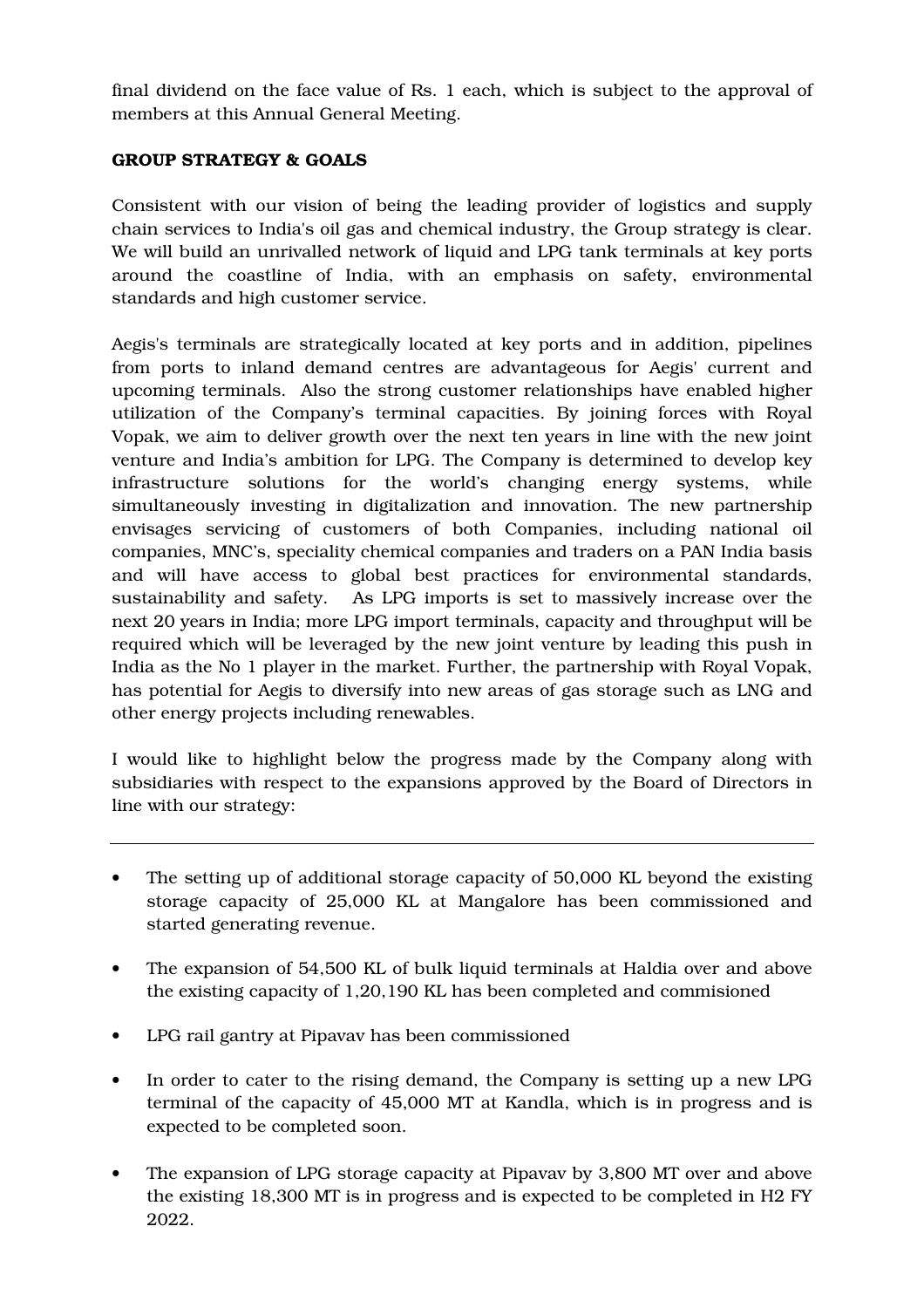final dividend on the face value of Rs. 1 each, which is subject to the approval of members at this Annual General Meeting.

**GROUP STRATEGY & GOALS**

Consistent with our vision of being the leading provider of logistics and supply chain services to India's oil gas and chemical industry, the Group strategy is clear. We will build an unrivalled network of liquid and LPG tank terminals at key ports around the coastline of India, with an emphasis on safety, environmental standards and high customer service.

Aegis's terminals are strategically located at key ports and in addition, pipelines from ports to inland demand centres are advantageous for Aegis' current and upcoming terminals. Also the strong customer relationships have enabled higher utilization of the Company's terminal capacities. By joining forces with Royal Vopak, we aim to deliver growth over the next ten years in line with the new joint venture and India's ambition for LPG. The Company is determined to develop key infrastructure solutions for the world's changing energy systems, while simultaneously investing in digitalization and innovation. The new partnership envisages servicing of customers of both Companies, including national oil companies, MNC's, speciality chemical companies and traders on a PAN India basis and will have access to global best practices for environmental standards, sustainability and safety. As LPG imports is set to massively increase over the next 20 years in India; more LPG import terminals, capacity and throughput will be required which will be leveraged by the new joint venture by leading this push in India as the No 1 player in the market. Further, the partnership with Royal Vopak, has potential for Aegis to diversify into new areas of gas storage such as LNG and other energy projects including renewables.

I would like to highlight below the progress made by the Company along with subsidiaries with respect to the expansions approved by the Board of Directors in line with our strategy:

---

- The setting up of additional storage capacity of 50,000 KL beyond the existing storage capacity of 25,000 KL at Mangalore has been commissioned and started generating revenue.
- The expansion of 54,500 KL of bulk liquid terminals at Haldia over and above the existing capacity of 1,20,190 KL has been completed and commisioned
- LPG rail gantry at Pipavav has been commissioned
- In order to cater to the rising demand, the Company is setting up a new LPG terminal of the capacity of 45,000 MT at Kandla, which is in progress and is expected to be completed soon.
- The expansion of LPG storage capacity at Pipavav by 3,800 MT over and above the existing 18,300 MT is in progress and is expected to be completed in H2 FY 2022.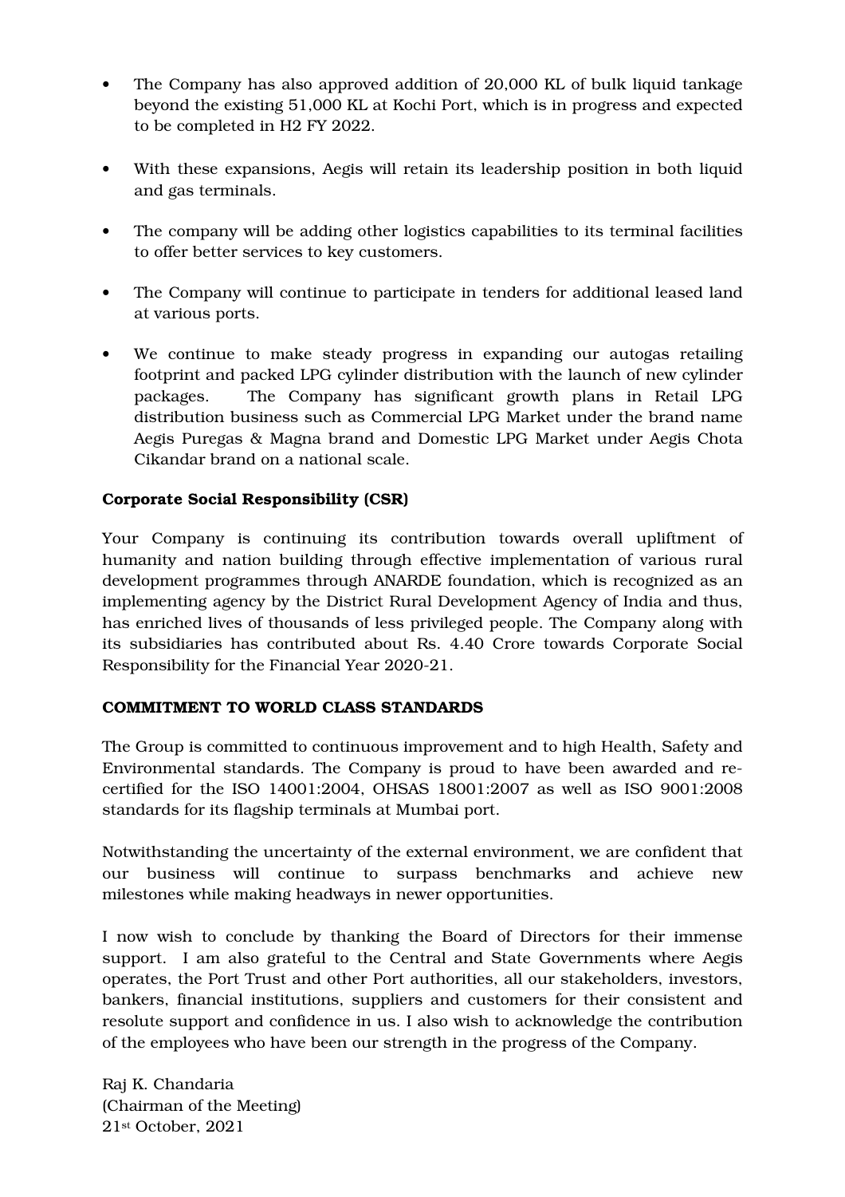- The Company has also approved addition of 20,000 KL of bulk liquid tankage beyond the existing 51,000 KL at Kochi Port, which is in progress and expected to be completed in H2 FY 2022.

- With these expansions, Aegis will retain its leadership position in both liquid and gas terminals.

- The company will be adding other logistics capabilities to its terminal facilities to offer better services to key customers.

- The Company will continue to participate in tenders for additional leased land at various ports.

- We continue to make steady progress in expanding our autogas retailing footprint and packed LPG cylinder distribution with the launch of new cylinder packages. The Company has significant growth plans in Retail LPG distribution business such as Commercial LPG Market under the brand name Aegis Puregas & Magna brand and Domestic LPG Market under Aegis Chota Cikandar brand on a national scale.

**Corporate Social Responsibility (CSR)**

Your Company is continuing its contribution towards overall upliftment of humanity and nation building through effective implementation of various rural development programmes through ANARDE foundation, which is recognized as an implementing agency by the District Rural Development Agency of India and thus, has enriched lives of thousands of less privileged people. The Company along with its subsidiaries has contributed about Rs. 4.40 Crore towards Corporate Social Responsibility for the Financial Year 2020-21.

**COMMITMENT TO WORLD CLASS STANDARDS**

The Group is committed to continuous improvement and to high Health, Safety and Environmental standards. The Company is proud to have been awarded and re-certified for the ISO 14001:2004, OHSAS 18001:2007 as well as ISO 9001:2008 standards for its flagship terminals at Mumbai port.

Notwithstanding the uncertainty of the external environment, we are confident that our business will continue to surpass benchmarks and achieve new milestones while making headways in newer opportunities.

I now wish to conclude by thanking the Board of Directors for their immense support. I am also grateful to the Central and State Governments where Aegis operates, the Port Trust and other Port authorities, all our stakeholders, investors, bankers, financial institutions, suppliers and customers for their consistent and resolute support and confidence in us. I also wish to acknowledge the contribution of the employees who have been our strength in the progress of the Company.

Raj K. Chandaria
(Chairman of the Meeting)
21st October, 2021